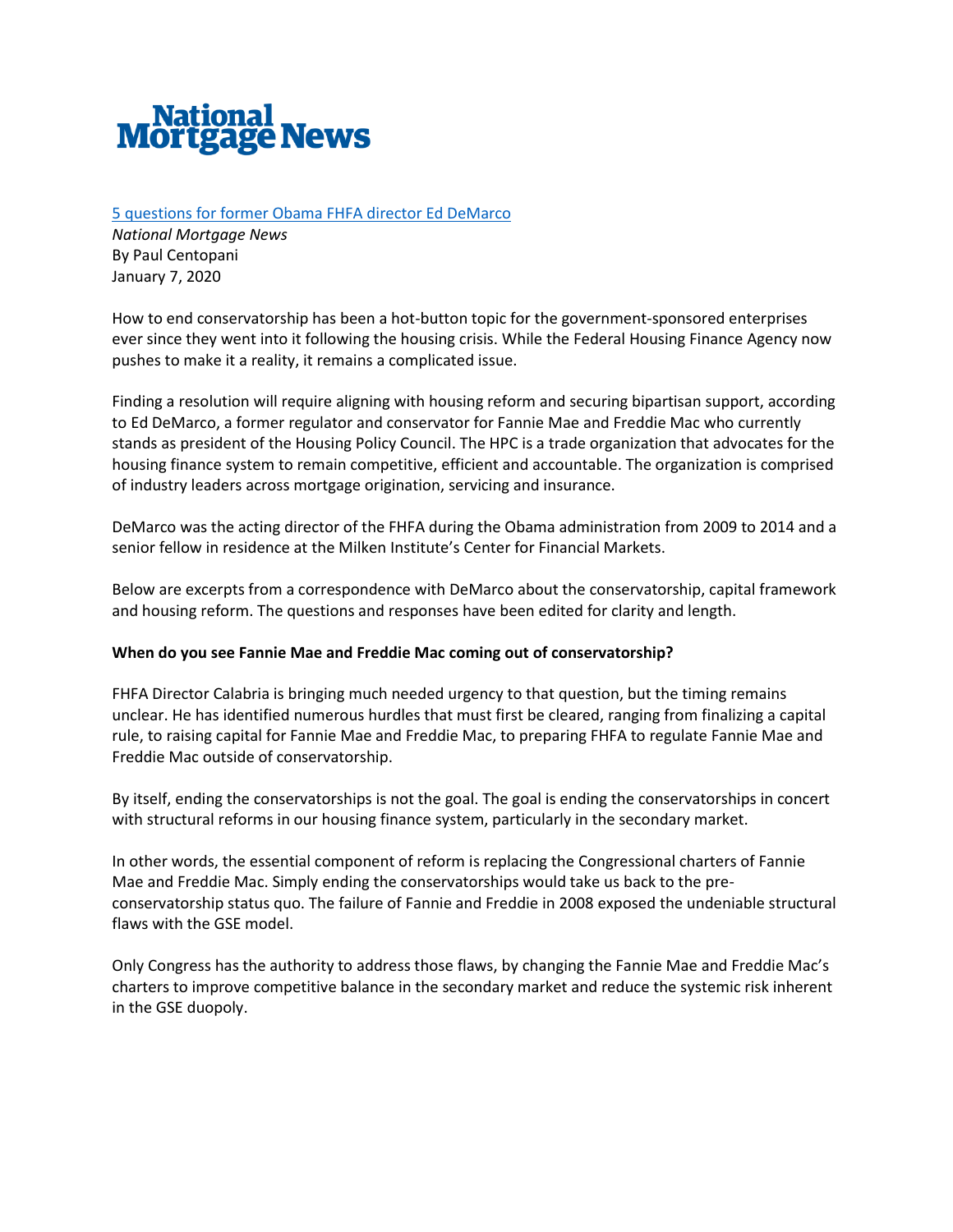# National Mortgage News

[5 questions for former Obama FHFA director Ed DeMarco]
*National Mortgage News*
By Paul Centopani
January 7, 2020

How to end conservatorship has been a hot-button topic for the government-sponsored enterprises ever since they went into it following the housing crisis. While the Federal Housing Finance Agency now pushes to make it a reality, it remains a complicated issue.

Finding a resolution will require aligning with housing reform and securing bipartisan support, according to Ed DeMarco, a former regulator and conservator for Fannie Mae and Freddie Mac who currently stands as president of the Housing Policy Council. The HPC is a trade organization that advocates for the housing finance system to remain competitive, efficient and accountable. The organization is comprised of industry leaders across mortgage origination, servicing and insurance.

DeMarco was the acting director of the FHFA during the Obama administration from 2009 to 2014 and a senior fellow in residence at the Milken Institute's Center for Financial Markets.

Below are excerpts from a correspondence with DeMarco about the conservatorship, capital framework and housing reform. The questions and responses have been edited for clarity and length.

**When do you see Fannie Mae and Freddie Mac coming out of conservatorship?**

FHFA Director Calabria is bringing much needed urgency to that question, but the timing remains unclear. He has identified numerous hurdles that must first be cleared, ranging from finalizing a capital rule, to raising capital for Fannie Mae and Freddie Mac, to preparing FHFA to regulate Fannie Mae and Freddie Mac outside of conservatorship.

By itself, ending the conservatorships is not the goal. The goal is ending the conservatorships in concert with structural reforms in our housing finance system, particularly in the secondary market.

In other words, the essential component of reform is replacing the Congressional charters of Fannie Mae and Freddie Mac. Simply ending the conservatorships would take us back to the pre-conservatorship status quo. The failure of Fannie and Freddie in 2008 exposed the undeniable structural flaws with the GSE model.

Only Congress has the authority to address those flaws, by changing the Fannie Mae and Freddie Mac's charters to improve competitive balance in the secondary market and reduce the systemic risk inherent in the GSE duopoly.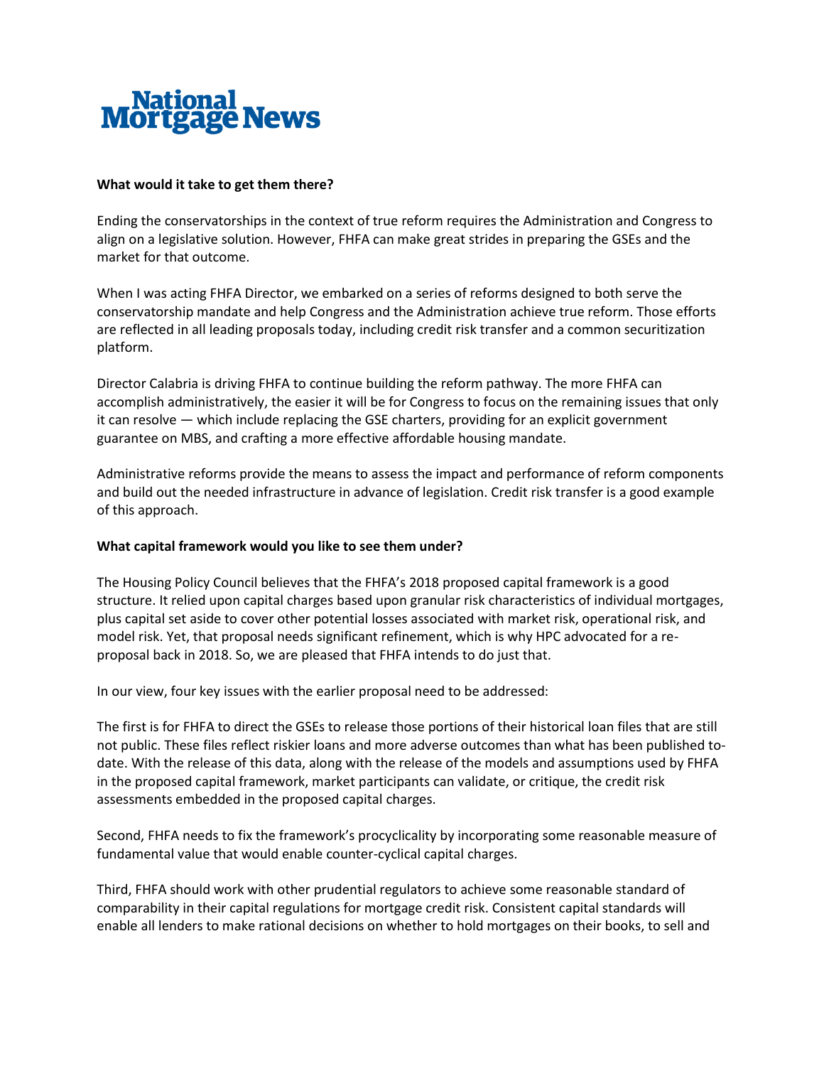# National Mortgage News

**What would it take to get them there?**

Ending the conservatorships in the context of true reform requires the Administration and Congress to align on a legislative solution. However, FHFA can make great strides in preparing the GSEs and the market for that outcome.

When I was acting FHFA Director, we embarked on a series of reforms designed to both serve the conservatorship mandate and help Congress and the Administration achieve true reform. Those efforts are reflected in all leading proposals today, including credit risk transfer and a common securitization platform.

Director Calabria is driving FHFA to continue building the reform pathway. The more FHFA can accomplish administratively, the easier it will be for Congress to focus on the remaining issues that only it can resolve — which include replacing the GSE charters, providing for an explicit government guarantee on MBS, and crafting a more effective affordable housing mandate.

Administrative reforms provide the means to assess the impact and performance of reform components and build out the needed infrastructure in advance of legislation. Credit risk transfer is a good example of this approach.

**What capital framework would you like to see them under?**

The Housing Policy Council believes that the FHFA's 2018 proposed capital framework is a good structure. It relied upon capital charges based upon granular risk characteristics of individual mortgages, plus capital set aside to cover other potential losses associated with market risk, operational risk, and model risk. Yet, that proposal needs significant refinement, which is why HPC advocated for a re-proposal back in 2018. So, we are pleased that FHFA intends to do just that.

In our view, four key issues with the earlier proposal need to be addressed:

The first is for FHFA to direct the GSEs to release those portions of their historical loan files that are still not public. These files reflect riskier loans and more adverse outcomes than what has been published to-date. With the release of this data, along with the release of the models and assumptions used by FHFA in the proposed capital framework, market participants can validate, or critique, the credit risk assessments embedded in the proposed capital charges.

Second, FHFA needs to fix the framework's procyclicality by incorporating some reasonable measure of fundamental value that would enable counter-cyclical capital charges.

Third, FHFA should work with other prudential regulators to achieve some reasonable standard of comparability in their capital regulations for mortgage credit risk. Consistent capital standards will enable all lenders to make rational decisions on whether to hold mortgages on their books, to sell and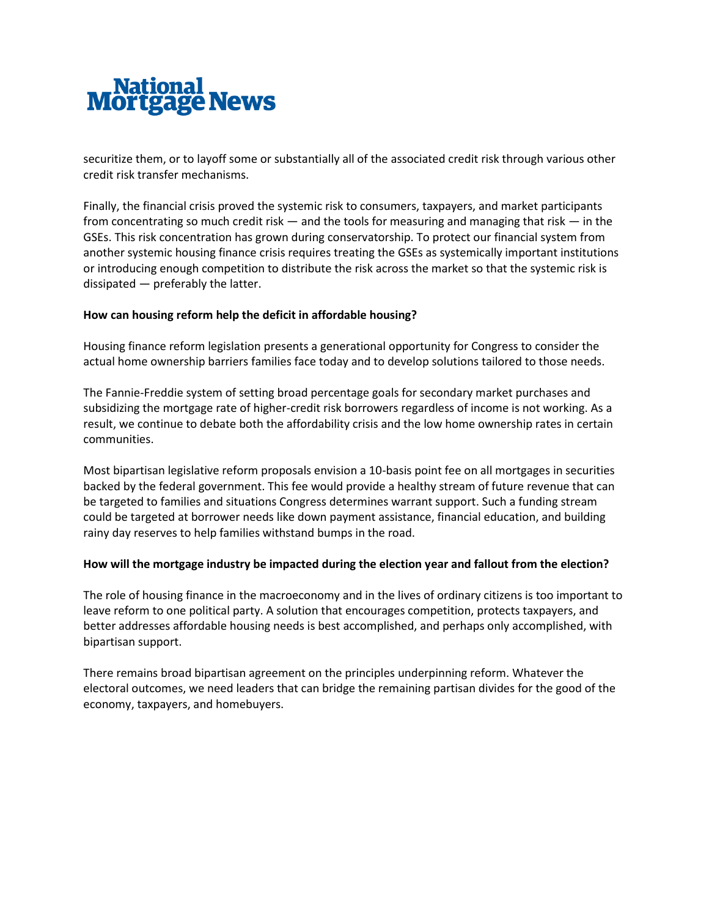securitize them, or to layoff some or substantially all of the associated credit risk through various other credit risk transfer mechanisms.

Finally, the financial crisis proved the systemic risk to consumers, taxpayers, and market participants from concentrating so much credit risk — and the tools for measuring and managing that risk — in the GSEs. This risk concentration has grown during conservatorship. To protect our financial system from another systemic housing finance crisis requires treating the GSEs as systemically important institutions or introducing enough competition to distribute the risk across the market so that the systemic risk is dissipated — preferably the latter.

**How can housing reform help the deficit in affordable housing?**

Housing finance reform legislation presents a generational opportunity for Congress to consider the actual home ownership barriers families face today and to develop solutions tailored to those needs.

The Fannie-Freddie system of setting broad percentage goals for secondary market purchases and subsidizing the mortgage rate of higher-credit risk borrowers regardless of income is not working. As a result, we continue to debate both the affordability crisis and the low home ownership rates in certain communities.

Most bipartisan legislative reform proposals envision a 10-basis point fee on all mortgages in securities backed by the federal government. This fee would provide a healthy stream of future revenue that can be targeted to families and situations Congress determines warrant support. Such a funding stream could be targeted at borrower needs like down payment assistance, financial education, and building rainy day reserves to help families withstand bumps in the road.

**How will the mortgage industry be impacted during the election year and fallout from the election?**

The role of housing finance in the macroeconomy and in the lives of ordinary citizens is too important to leave reform to one political party. A solution that encourages competition, protects taxpayers, and better addresses affordable housing needs is best accomplished, and perhaps only accomplished, with bipartisan support.

There remains broad bipartisan agreement on the principles underpinning reform. Whatever the electoral outcomes, we need leaders that can bridge the remaining partisan divides for the good of the economy, taxpayers, and homebuyers.